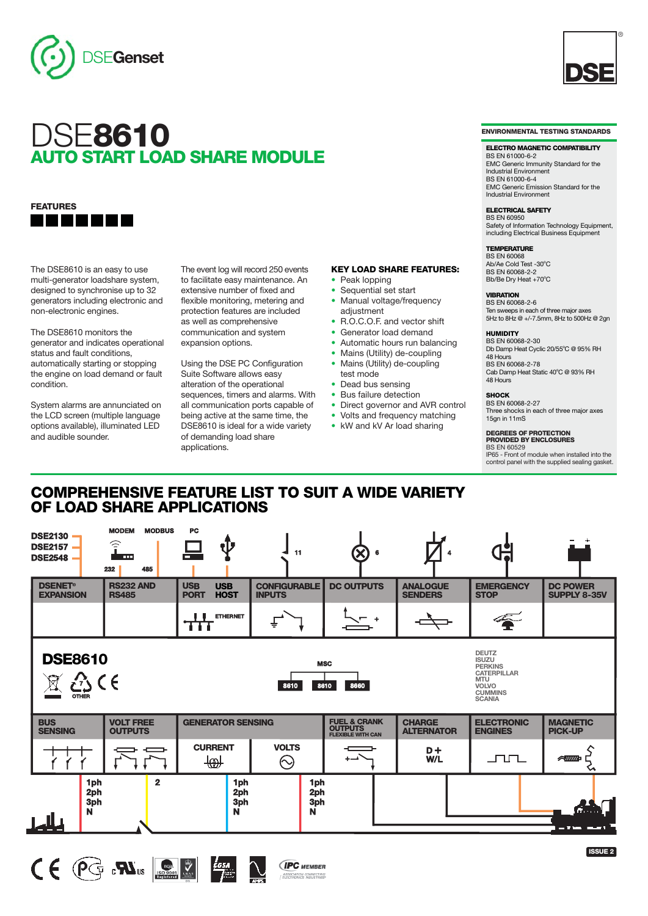DSEGenset

DSE

# DSE8610

## AUTO START LOAD SHARE MODULE

### FEATURES

The DSE8610 is an easy to use multi-generator loadshare system, designed to synchronise up to 32 generators including electronic and non-electronic engines.

The DSE8610 monitors the generator and indicates operational status and fault conditions, automatically starting or stopping the engine on load demand or fault condition.

System alarms are annunciated on the LCD screen (multiple language options available), illuminated LED and audible sounder.

The event log will record 250 events to facilitate easy maintenance. An extensive number of fixed and flexible monitoring, metering and protection features are included as well as comprehensive communication and system expansion options.

Using the DSE PC Configuration Suite Software allows easy alteration of the operational sequences, timers and alarms. With all communication ports capable of being active at the same time, the DSE8610 is ideal for a wide variety of demanding load share applications.

**KEY LOAD SHARE FEATURES:**

- Peak lopping
- Sequential set start
- Manual voltage/frequency adjustment
- R.O.C.O.F. and vector shift
- Generator load demand
- Automatic hours run balancing
- Mains (Utility) de-coupling
- Mains (Utility) de-coupling test mode
- Dead bus sensing
- Bus failure detection
- Direct governor and AVR control
- Volts and frequency matching
- kW and kV Ar load sharing

### ENVIRONMENTAL TESTING STANDARDS

**ELECTRO MAGNETIC COMPATIBILITY**
BS EN 61000-6-2
EMC Generic Immunity Standard for the Industrial Environment
BS EN 61000-6-4
EMC Generic Emission Standard for the Industrial Environment

**ELECTRICAL SAFETY**
BS EN 60950
Safety of Information Technology Equipment, including Electrical Business Equipment

**TEMPERATURE**
BS EN 60068
Ab/Ae Cold Test -30°C
BS EN 60068-2-2
Bb/Be Dry Heat +70°C

**VIBRATION**
BS EN 60068-2-6
Ten sweeps in each of three major axes
5Hz to 8Hz @ +/-7.5mm, 8Hz to 500Hz @ 2gn

**HUMIDITY**
BS EN 60068-2-30
Db Damp Heat Cyclic 20/55°C @ 95% RH 48 Hours
BS EN 60068-2-78
Cab Damp Heat Static 40°C @ 93% RH 48 Hours

**SHOCK**
BS EN 60068-2-27
Three shocks in each of three major axes
15gn in 11mS

**DEGREES OF PROTECTION PROVIDED BY ENCLOSURES**
BS EN 60529
IP65 - Front of module when installed into the control panel with the supplied sealing gasket.

## COMPREHENSIVE FEATURE LIST TO SUIT A WIDE VARIETY OF LOAD SHARE APPLICATIONS

DSE2130, DSE2157, DSE2548 — MODEM — MODBUS — PC — 232 — 485 — 11 — 6 — 4

| DSENET® EXPANSION | RS232 AND RS485 | USB PORT / USB HOST / ETHERNET | CONFIGURABLE INPUTS | DC OUTPUTS | ANALOGUE SENDERS | EMERGENCY STOP | DC POWER SUPPLY 8-35V |
|---|---|---|---|---|---|---|---|

**DSE8610**

OTHER

MSC: 8610 — 8610 — 8660

DEUTZ, ISUZU, PERKINS, CATERPILLAR, MTU, VOLVO, CUMMINS, SCANIA

| BUS SENSING | VOLT FREE OUTPUTS | GENERATOR SENSING: CURRENT / VOLTS | FUEL & CRANK OUTPUTS FLEXIBLE WITH CAN | CHARGE ALTERNATOR (D+ W/L) | ELECTRONIC ENGINES | MAGNETIC PICK-UP |
|---|---|---|---|---|---|---|

1ph 2ph 3ph N — 2 — 1ph 2ph 3ph N — 1ph 2ph 3ph N

ISSUE 2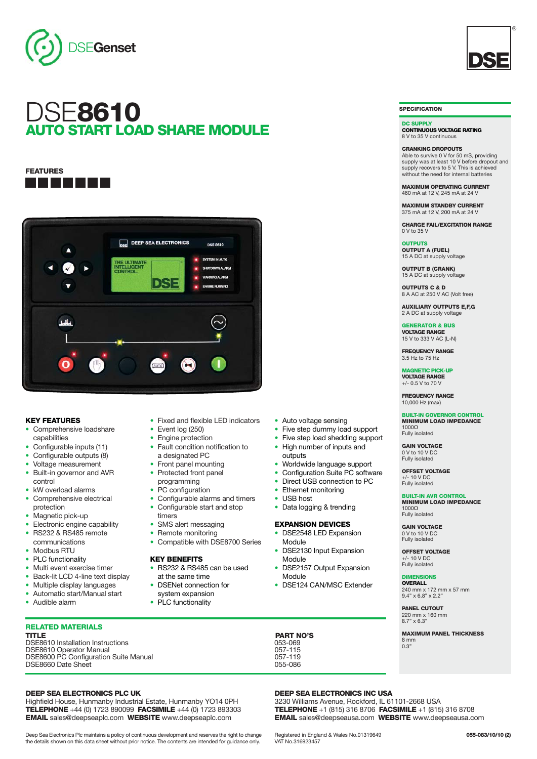# DSE**8610**

## AUTO START LOAD SHARE MODULE

**FEATURES**

### KEY FEATURES

- Comprehensive loadshare capabilities
- Configurable inputs (11)
- Configurable outputs (8)
- Voltage measurement
- Built-in governor and AVR control
- kW overload alarms
- Comprehensive electrical protection
- Magnetic pick-up
- Electronic engine capability
- RS232 & RS485 remote communications
- Modbus RTU
- PLC functionality
- Multi event exercise timer
- Back-lit LCD 4-line text display
- Multiple display languages
- Automatic start/Manual start
- Audible alarm
- Fixed and flexible LED indicators
- Event log (250)
- Engine protection
- Fault condition notification to a designated PC
- Front panel mounting
- Protected front panel programming
- PC configuration
- Configurable alarms and timers
- Configurable start and stop timers
- SMS alert messaging
- Remote monitoring
- Compatible with DSE8700 Series
- Auto voltage sensing
- Five step dummy load support
- Five step load shedding support
- High number of inputs and outputs
- Worldwide language support
- Configuration Suite PC software
- Direct USB connection to PC
- Ethernet monitoring
- USB host
- Data logging & trending

### KEY BENEFITS

- RS232 & RS485 can be used at the same time
- DSENet connection for system expansion
- PLC functionality

### EXPANSION DEVICES

- DSE2548 LED Expansion Module
- DSE2130 Input Expansion Module
- DSE2157 Output Expansion Module
- DSE124 CAN/MSC Extender

## SPECIFICATION

### DC SUPPLY

**CONTINUOUS VOLTAGE RATING**
8 V to 35 V continuous

**CRANKING DROPOUTS**
Able to survive 0 V for 50 mS, providing supply was at least 10 V before dropout and supply recovers to 5 V. This is achieved without the need for internal batteries

**MAXIMUM OPERATING CURRENT**
460 mA at 12 V, 245 mA at 24 V

**MAXIMUM STANDBY CURRENT**
375 mA at 12 V, 200 mA at 24 V

**CHARGE FAIL/EXCITATION RANGE**
0 V to 35 V

### OUTPUTS

**OUTPUT A (FUEL)**
15 A DC at supply voltage

**OUTPUT B (CRANK)**
15 A DC at supply voltage

**OUTPUTS C & D**
8 A AC at 250 V AC (Volt free)

**AUXILIARY OUTPUTS E,F,G**
2 A DC at supply voltage

### GENERATOR & BUS

**VOLTAGE RANGE**
15 V to 333 V AC (L-N)

**FREQUENCY RANGE**
3.5 Hz to 75 Hz

### MAGNETIC PICK-UP

**VOLTAGE RANGE**
+/- 0.5 V to 70 V

**FREQUENCY RANGE**
10,000 Hz (max)

### BUILT-IN GOVERNOR CONTROL

**MINIMUM LOAD IMPEDANCE**
1000Ω
Fully isolated

**GAIN VOLTAGE**
0 V to 10 V DC
Fully isolated

**OFFSET VOLTAGE**
+/- 10 V DC
Fully isolated

### BUILT-IN AVR CONTROL

**MINIMUM LOAD IMPEDANCE**
1000Ω
Fully isolated

**GAIN VOLTAGE**
0 V to 10 V DC
Fully isolated

**OFFSET VOLTAGE**
+/- 10 V DC
Fully isolated

### DIMENSIONS

**OVERALL**
240 mm x 172 mm x 57 mm
9.4" x 6.8" x 2.2"

**PANEL CUTOUT**
220 mm x 160 mm
8.7" x 6.3"

**MAXIMUM PANEL THICKNESS**
8 mm
0.3"

## RELATED MATERIALS

| TITLE | PART NO'S |
|---|---|
| DSE8610 Installation Instructions | 053-069 |
| DSE8610 Operator Manual | 057-115 |
| DSE8600 PC Configuration Suite Manual | 057-119 |
| DSE8660 Date Sheet | 055-086 |

**DEEP SEA ELECTRONICS PLC UK**
Highfield House, Hunmanby Industrial Estate, Hunmanby YO14 0PH
**TELEPHONE** +44 (0) 1723 890099 **FACSIMILE** +44 (0) 1723 893303
**EMAIL** sales@deepseaplc.com **WEBSITE** www.deepseaplc.com

**DEEP SEA ELECTRONICS INC USA**
3230 Williams Avenue, Rockford, IL 61101-2668 USA
**TELEPHONE** +1 (815) 316 8706 **FACSIMILE** +1 (815) 316 8708
**EMAIL** sales@deepseausa.com **WEBSITE** www.deepseausa.com

Deep Sea Electronics Plc maintains a policy of continuous development and reserves the right to change the details shown on this data sheet without prior notice. The contents are intended for guidance only.

Registered in England & Wales No.01319649
VAT No.316923457

055-083/10/10 (2)